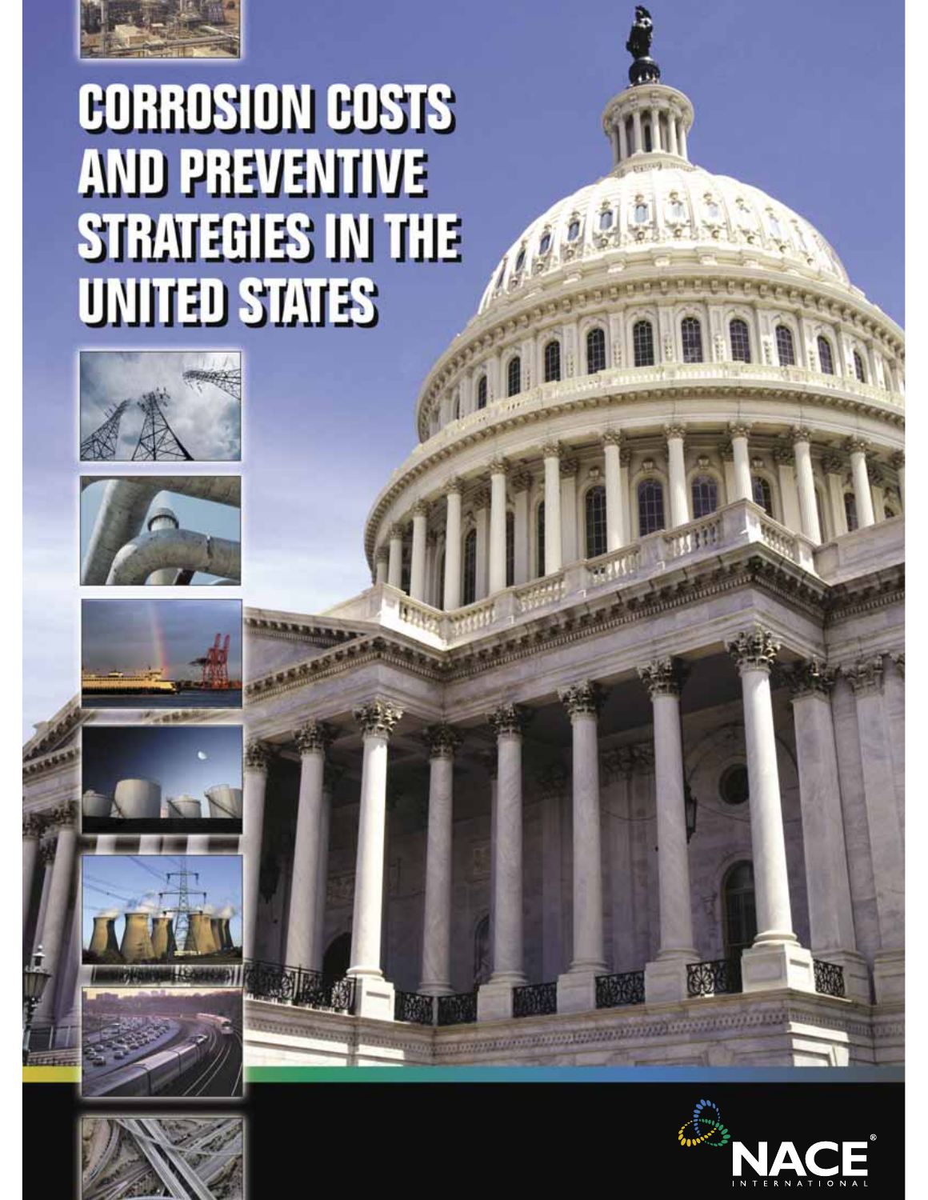# CORROSION COSTS AND PREVENTIVE STRATEGIES IN THE UNITED STATES

NACE INTERNATIONAL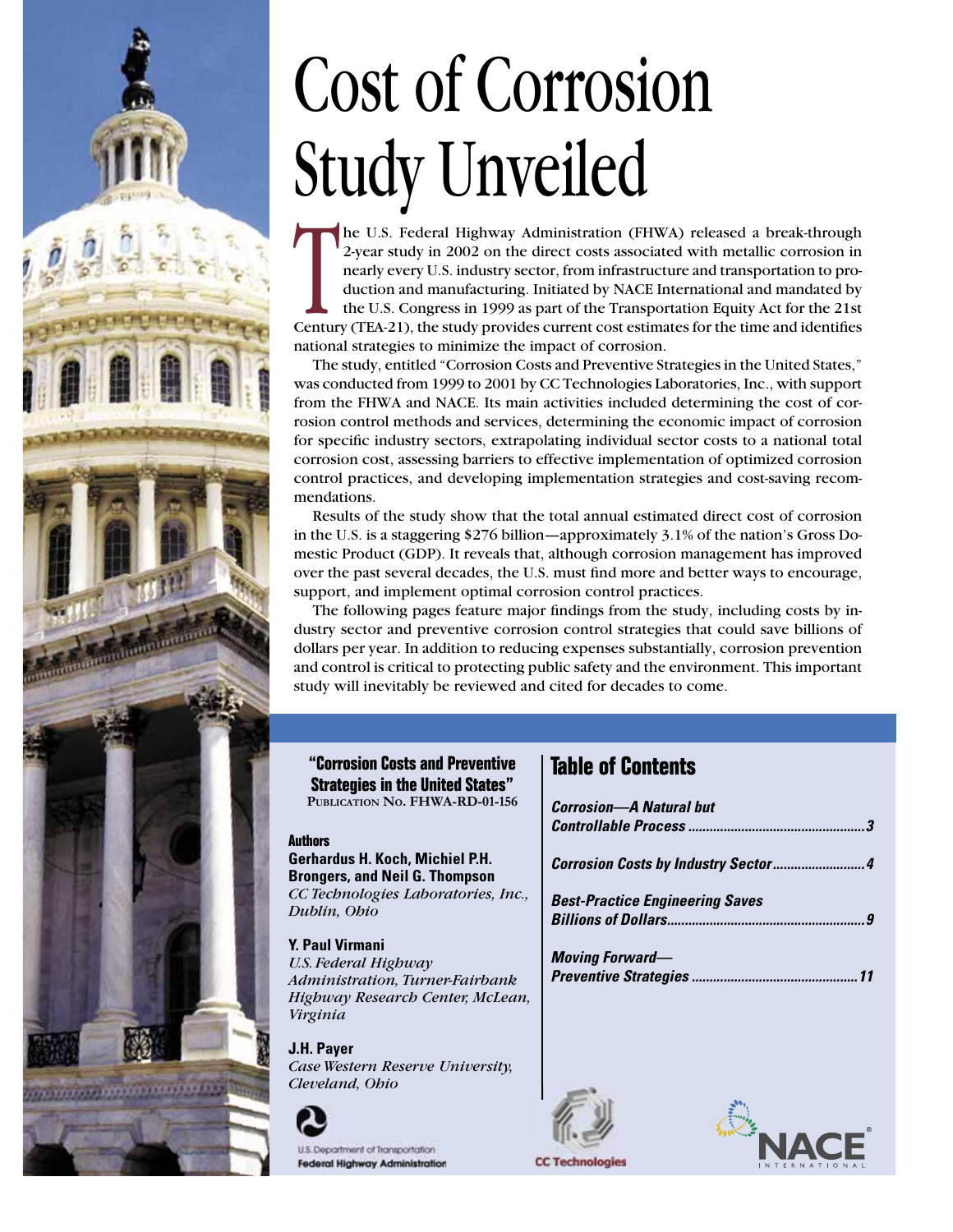# Cost of Corrosion Study Unveiled

The U.S. Federal Highway Administration (FHWA) released a break-through 2-year study in 2002 on the direct costs associated with metallic corrosion in nearly every U.S. industry sector, from infrastructure and transportation to production and manufacturing. Initiated by NACE International and mandated by the U.S. Congress in 1999 as part of the Transportation Equity Act for the 21st Century (TEA-21), the study provides current cost estimates for the time and identifies national strategies to minimize the impact of corrosion.

The study, entitled "Corrosion Costs and Preventive Strategies in the United States," was conducted from 1999 to 2001 by CC Technologies Laboratories, Inc., with support from the FHWA and NACE. Its main activities included determining the cost of corrosion control methods and services, determining the economic impact of corrosion for specific industry sectors, extrapolating individual sector costs to a national total corrosion cost, assessing barriers to effective implementation of optimized corrosion control practices, and developing implementation strategies and cost-saving recommendations.

Results of the study show that the total annual estimated direct cost of corrosion in the U.S. is a staggering $276 billion—approximately 3.1% of the nation's Gross Domestic Product (GDP). It reveals that, although corrosion management has improved over the past several decades, the U.S. must find more and better ways to encourage, support, and implement optimal corrosion control practices.

The following pages feature major findings from the study, including costs by industry sector and preventive corrosion control strategies that could save billions of dollars per year. In addition to reducing expenses substantially, corrosion prevention and control is critical to protecting public safety and the environment. This important study will inevitably be reviewed and cited for decades to come.

**"Corrosion Costs and Preventive Strategies in the United States"**
PUBLICATION NO. FHWA-RD-01-156

**Authors**

**Gerhardus H. Koch, Michiel P.H. Brongers, and Neil G. Thompson**
*CC Technologies Laboratories, Inc., Dublin, Ohio*

**Y. Paul Virmani**
*U.S. Federal Highway Administration, Turner-Fairbank Highway Research Center, McLean, Virginia*

**J.H. Payer**
*Case Western Reserve University, Cleveland, Ohio*

U.S. Department of Transportation
Federal Highway Administration

## Table of Contents

| | |
|---|---|
| *Corrosion—A Natural but Controllable Process* | 3 |
| *Corrosion Costs by Industry Sector* | 4 |
| *Best-Practice Engineering Saves Billions of Dollars* | 9 |
| *Moving Forward—Preventive Strategies* | 11 |

CC Technologies

NACE INTERNATIONAL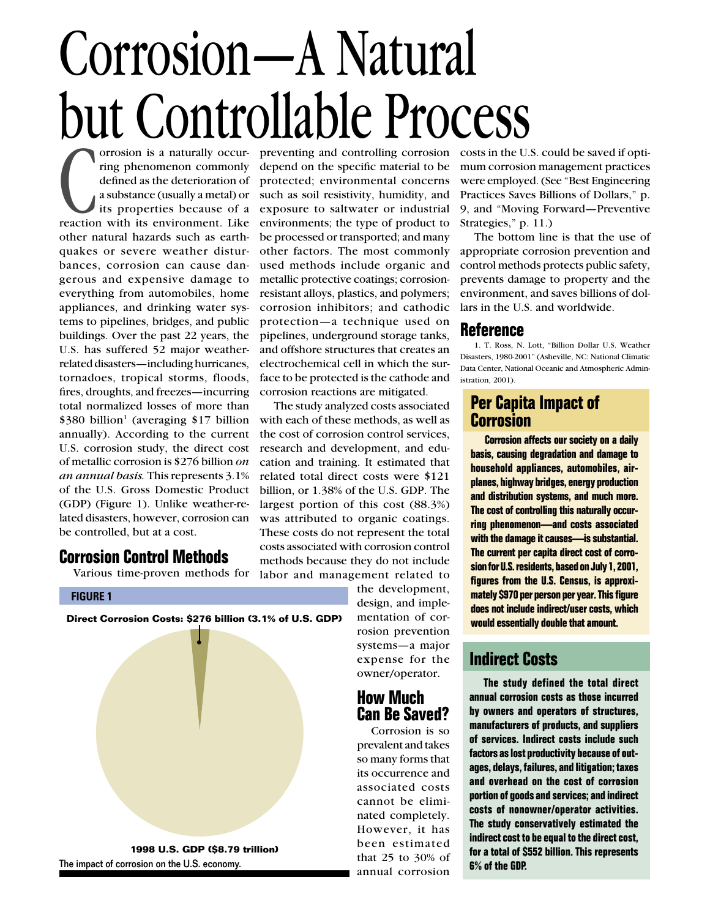# Corrosion—A Natural but Controllable Process

Corrosion is a naturally occurring phenomenon commonly defined as the deterioration of a substance (usually a metal) or its properties because of a reaction with its environment. Like other natural hazards such as earthquakes or severe weather disturbances, corrosion can cause dangerous and expensive damage to everything from automobiles, home appliances, and drinking water systems to pipelines, bridges, and public buildings. Over the past 22 years, the U.S. has suffered 52 major weather-related disasters—including hurricanes, tornadoes, tropical storms, floods, fires, droughts, and freezes—incurring total normalized losses of more than $380 billion[1] (averaging $17 billion annually). According to the current U.S. corrosion study, the direct cost of metallic corrosion is $276 billion *on an annual basis.* This represents 3.1% of the U.S. Gross Domestic Product (GDP) (Figure 1). Unlike weather-related disasters, however, corrosion can be controlled, but at a cost.

## Corrosion Control Methods

Various time-proven methods for preventing and controlling corrosion depend on the specific material to be protected; environmental concerns such as soil resistivity, humidity, and exposure to saltwater or industrial environments; the type of product to be processed or transported; and many other factors. The most commonly used methods include organic and metallic protective coatings; corrosion-resistant alloys, plastics, and polymers; corrosion inhibitors; and cathodic protection—a technique used on pipelines, underground storage tanks, and offshore structures that creates an electrochemical cell in which the surface to be protected is the cathode and corrosion reactions are mitigated.

The study analyzed costs associated with each of these methods, as well as the cost of corrosion control services, research and development, and education and training. It estimated that related total direct costs were $121 billion, or 1.38% of the U.S. GDP. The largest portion of this cost (88.3%) was attributed to organic coatings. These costs do not represent the total costs associated with corrosion control methods because they do not include labor and management related to the development, design, and implementation of corrosion prevention systems—a major expense for the owner/operator.

**FIGURE 1**

**Direct Corrosion Costs: $276 billion (3.1% of U.S. GDP)**

**1998 U.S. GDP ($8.79 trillion)**

The impact of corrosion on the U.S. economy.

## How Much Can Be Saved?

Corrosion is so prevalent and takes so many forms that its occurrence and associated costs cannot be eliminated completely. However, it has been estimated that 25 to 30% of annual corrosion costs in the U.S. could be saved if optimum corrosion management practices were employed. (See "Best Engineering Practices Saves Billions of Dollars," p. 9, and "Moving Forward—Preventive Strategies," p. 11.)

The bottom line is that the use of appropriate corrosion prevention and control methods protects public safety, prevents damage to property and the environment, and saves billions of dollars in the U.S. and worldwide.

## Reference

1. T. Ross, N. Lott, "Billion Dollar U.S. Weather Disasters, 1980-2001" (Asheville, NC: National Climatic Data Center, National Oceanic and Atmospheric Administration, 2001).

## Per Capita Impact of Corrosion

**Corrosion affects our society on a daily basis, causing degradation and damage to household appliances, automobiles, airplanes, highway bridges, energy production and distribution systems, and much more. The cost of controlling this naturally occurring phenomenon—and costs associated with the damage it causes—is substantial. The current per capita direct cost of corrosion for U.S. residents, based on July 1, 2001, figures from the U.S. Census, is approximately $970 per person per year. This figure does not include indirect/user costs, which would essentially double that amount.**

## Indirect Costs

**The study defined the total direct annual corrosion costs as those incurred by owners and operators of structures, manufacturers of products, and suppliers of services. Indirect costs include such factors as lost productivity because of outages, delays, failures, and litigation; taxes and overhead on the cost of corrosion portion of goods and services; and indirect costs of nonowner/operator activities. The study conservatively estimated the indirect cost to be equal to the direct cost, for a total of $552 billion. This represents 6% of the GDP.**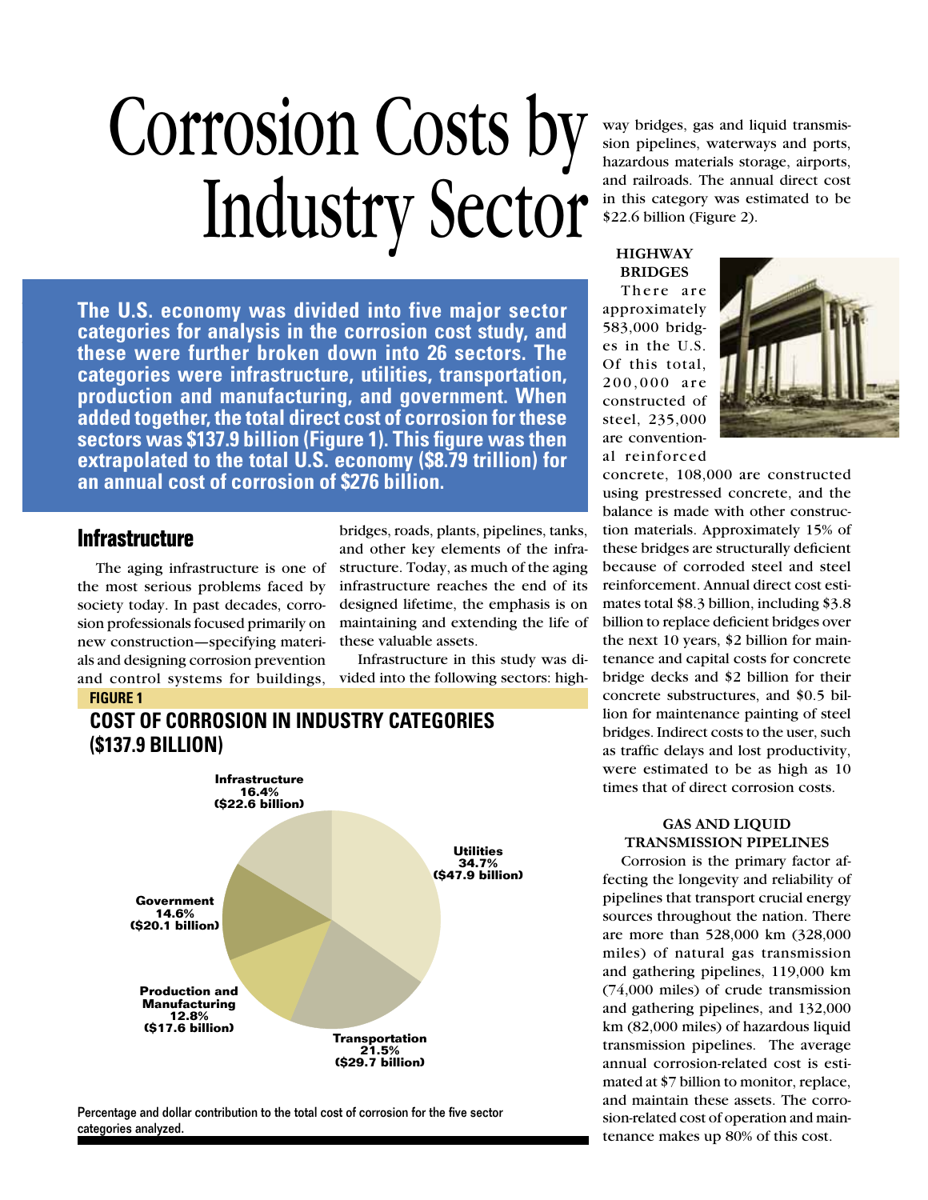# Corrosion Costs by Industry Sector

**The U.S. economy was divided into five major sector categories for analysis in the corrosion cost study, and these were further broken down into 26 sectors. The categories were infrastructure, utilities, transportation, production and manufacturing, and government. When added together, the total direct cost of corrosion for these sectors was $137.9 billion (Figure 1). This figure was then extrapolated to the total U.S. economy ($8.79 trillion) for an annual cost of corrosion of $276 billion.**

## Infrastructure

The aging infrastructure is one of the most serious problems faced by society today. In past decades, corrosion professionals focused primarily on new construction—specifying materials and designing corrosion prevention and control systems for buildings, bridges, roads, plants, pipelines, tanks, and other key elements of the infrastructure. Today, as much of the aging infrastructure reaches the end of its designed lifetime, the emphasis is on maintaining and extending the life of these valuable assets.

Infrastructure in this study was divided into the following sectors: highway bridges, gas and liquid transmission pipelines, waterways and ports, hazardous materials storage, airports, and railroads. The annual direct cost in this category was estimated to be $22.6 billion (Figure 2).

**FIGURE 1**

**COST OF CORROSION IN INDUSTRY CATEGORIES ($137.9 BILLION)**

| Category | Percentage | Cost |
|---|---|---|
| Utilities | 34.7% | $47.9 billion |
| Transportation | 21.5% | $29.7 billion |
| Infrastructure | 16.4% | $22.6 billion |
| Government | 14.6% | $20.1 billion |
| Production and Manufacturing | 12.8% | $17.6 billion |

Percentage and dollar contribution to the total cost of corrosion for the five sector categories analyzed.

### HIGHWAY BRIDGES

There are approximately 583,000 bridges in the U.S. Of this total, 200,000 are constructed of steel, 235,000 are conventional reinforced concrete, 108,000 are constructed using prestressed concrete, and the balance is made with other construction materials. Approximately 15% of these bridges are structurally deficient because of corroded steel and steel reinforcement. Annual direct cost estimates total $8.3 billion, including $3.8 billion to replace deficient bridges over the next 10 years, $2 billion for maintenance and capital costs for concrete bridge decks and $2 billion for their concrete substructures, and $0.5 billion for maintenance painting of steel bridges. Indirect costs to the user, such as traffic delays and lost productivity, were estimated to be as high as 10 times that of direct corrosion costs.

### GAS AND LIQUID TRANSMISSION PIPELINES

Corrosion is the primary factor affecting the longevity and reliability of pipelines that transport crucial energy sources throughout the nation. There are more than 528,000 km (328,000 miles) of natural gas transmission and gathering pipelines, 119,000 km (74,000 miles) of crude transmission and gathering pipelines, and 132,000 km (82,000 miles) of hazardous liquid transmission pipelines. The average annual corrosion-related cost is estimated at $7 billion to monitor, replace, and maintain these assets. The corrosion-related cost of operation and maintenance makes up 80% of this cost.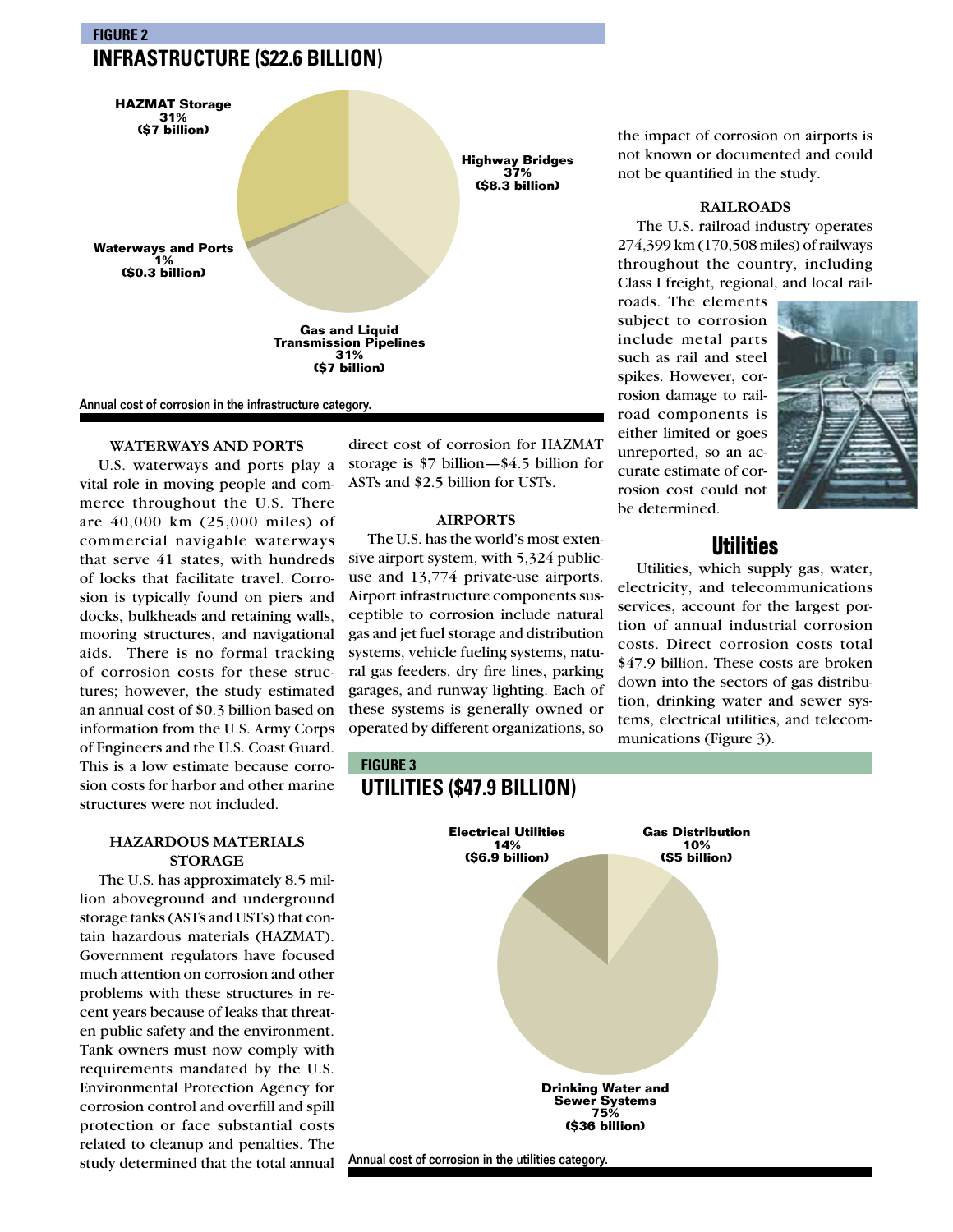## FIGURE 2

## INFRASTRUCTURE ($22.6 BILLION)

HAZMAT Storage 31% ($7 billion)

Highway Bridges 37% ($8.3 billion)

Waterways and Ports 1% ($0.3 billion)

Gas and Liquid Transmission Pipelines 31% ($7 billion)

Annual cost of corrosion in the infrastructure category.

### WATERWAYS AND PORTS

U.S. waterways and ports play a vital role in moving people and commerce throughout the U.S. There are 40,000 km (25,000 miles) of commercial navigable waterways that serve 41 states, with hundreds of locks that facilitate travel. Corrosion is typically found on piers and docks, bulkheads and retaining walls, mooring structures, and navigational aids. There is no formal tracking of corrosion costs for these structures; however, the study estimated an annual cost of $0.3 billion based on information from the U.S. Army Corps of Engineers and the U.S. Coast Guard. This is a low estimate because corrosion costs for harbor and other marine structures were not included.

### HAZARDOUS MATERIALS STORAGE

The U.S. has approximately 8.5 million aboveground and underground storage tanks (ASTs and USTs) that contain hazardous materials (HAZMAT). Government regulators have focused much attention on corrosion and other problems with these structures in recent years because of leaks that threaten public safety and the environment. Tank owners must now comply with requirements mandated by the U.S. Environmental Protection Agency for corrosion control and overfill and spill protection or face substantial costs related to cleanup and penalties. The study determined that the total annual direct cost of corrosion for HAZMAT storage is $7 billion—$4.5 billion for ASTs and $2.5 billion for USTs.

### AIRPORTS

The U.S. has the world's most extensive airport system, with 5,324 public-use and 13,774 private-use airports. Airport infrastructure components susceptible to corrosion include natural gas and jet fuel storage and distribution systems, vehicle fueling systems, natural gas feeders, dry fire lines, parking garages, and runway lighting. Each of these systems is generally owned or operated by different organizations, so the impact of corrosion on airports is not known or documented and could not be quantified in the study.

### RAILROADS

The U.S. railroad industry operates 274,399 km (170,508 miles) of railways throughout the country, including Class I freight, regional, and local railroads. The elements subject to corrosion include metal parts such as rail and steel spikes. However, corrosion damage to railroad components is either limited or goes unreported, so an accurate estimate of corrosion cost could not be determined.

## Utilities

Utilities, which supply gas, water, electricity, and telecommunications services, account for the largest portion of annual industrial corrosion costs. Direct corrosion costs total $47.9 billion. These costs are broken down into the sectors of gas distribution, drinking water and sewer systems, electrical utilities, and telecommunications (Figure 3).

## FIGURE 3

## UTILITIES ($47.9 BILLION)

Electrical Utilities 14% ($6.9 billion)

Gas Distribution 10% ($5 billion)

Drinking Water and Sewer Systems 75% ($36 billion)

Annual cost of corrosion in the utilities category.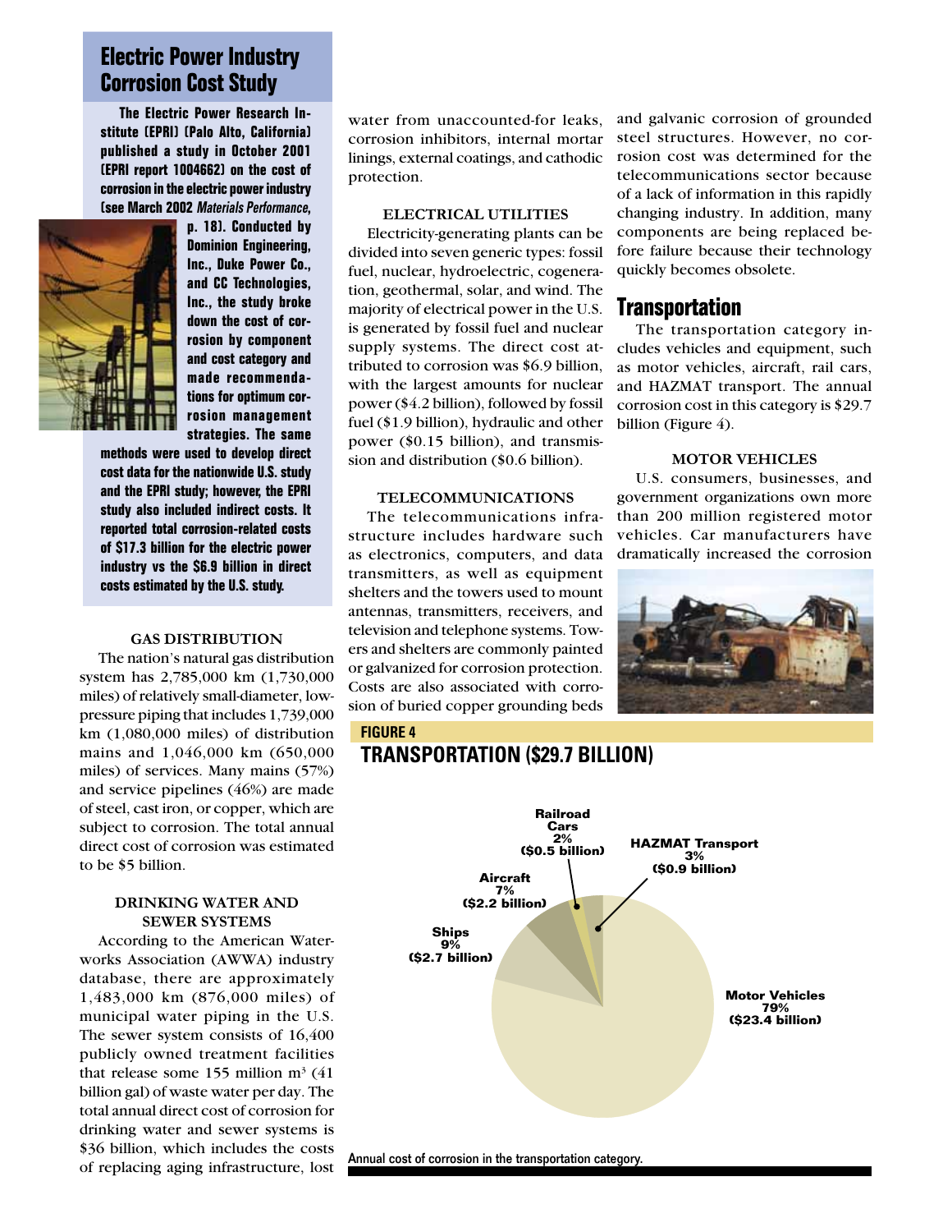## Electric Power Industry Corrosion Cost Study

**The Electric Power Research Institute (EPRI) (Palo Alto, California) published a study in October 2001 (EPRI report 1004662) on the cost of corrosion in the electric power industry (see March 2002 *Materials Performance*, p. 18). Conducted by Dominion Engineering, Inc., Duke Power Co., and CC Technologies, Inc., the study broke down the cost of corrosion by component and cost category and made recommendations for optimum corrosion management strategies. The same methods were used to develop direct cost data for the nationwide U.S. study and the EPRI study; however, the EPRI study also included indirect costs. It reported total corrosion-related costs of $17.3 billion for the electric power industry vs the $6.9 billion in direct costs estimated by the U.S. study.**

### GAS DISTRIBUTION

The nation's natural gas distribution system has 2,785,000 km (1,730,000 miles) of relatively small-diameter, low-pressure piping that includes 1,739,000 km (1,080,000 miles) of distribution mains and 1,046,000 km (650,000 miles) of services. Many mains (57%) and service pipelines (46%) are made of steel, cast iron, or copper, which are subject to corrosion. The total annual direct cost of corrosion was estimated to be $5 billion.

### DRINKING WATER AND SEWER SYSTEMS

According to the American Waterworks Association (AWWA) industry database, there are approximately 1,483,000 km (876,000 miles) of municipal water piping in the U.S. The sewer system consists of 16,400 publicly owned treatment facilities that release some 155 million m$^3$ (41 billion gal) of waste water per day. The total annual direct cost of corrosion for drinking water and sewer systems is $36 billion, which includes the costs of replacing aging infrastructure, lost water from unaccounted-for leaks, corrosion inhibitors, internal mortar linings, external coatings, and cathodic protection.

### ELECTRICAL UTILITIES

Electricity-generating plants can be divided into seven generic types: fossil fuel, nuclear, hydroelectric, cogeneration, geothermal, solar, and wind. The majority of electrical power in the U.S. is generated by fossil fuel and nuclear supply systems. The direct cost attributed to corrosion was $6.9 billion, with the largest amounts for nuclear power ($4.2 billion), followed by fossil fuel ($1.9 billion), hydraulic and other power ($0.15 billion), and transmission and distribution ($0.6 billion).

### TELECOMMUNICATIONS

The telecommunications infrastructure includes hardware such as electronics, computers, and data transmitters, as well as equipment shelters and the towers used to mount antennas, transmitters, receivers, and television and telephone systems. Towers and shelters are commonly painted or galvanized for corrosion protection. Costs are also associated with corrosion of buried copper grounding beds and galvanic corrosion of grounded steel structures. However, no corrosion cost was determined for the telecommunications sector because of a lack of information in this rapidly changing industry. In addition, many components are being replaced before failure because their technology quickly becomes obsolete.

## Transportation

The transportation category includes vehicles and equipment, such as motor vehicles, aircraft, rail cars, and HAZMAT transport. The annual corrosion cost in this category is $29.7 billion (Figure 4).

### MOTOR VEHICLES

U.S. consumers, businesses, and government organizations own more than 200 million registered motor vehicles. Car manufacturers have dramatically increased the corrosion

**FIGURE 4**

**TRANSPORTATION ($29.7 BILLION)**

| Category | Percent | Cost |
|---|---|---|
| Motor Vehicles | 79% | ($23.4 billion) |
| Ships | 9% | ($2.7 billion) |
| Aircraft | 7% | ($2.2 billion) |
| HAZMAT Transport | 3% | ($0.9 billion) |
| Railroad Cars | 2% | ($0.5 billion) |

Annual cost of corrosion in the transportation category.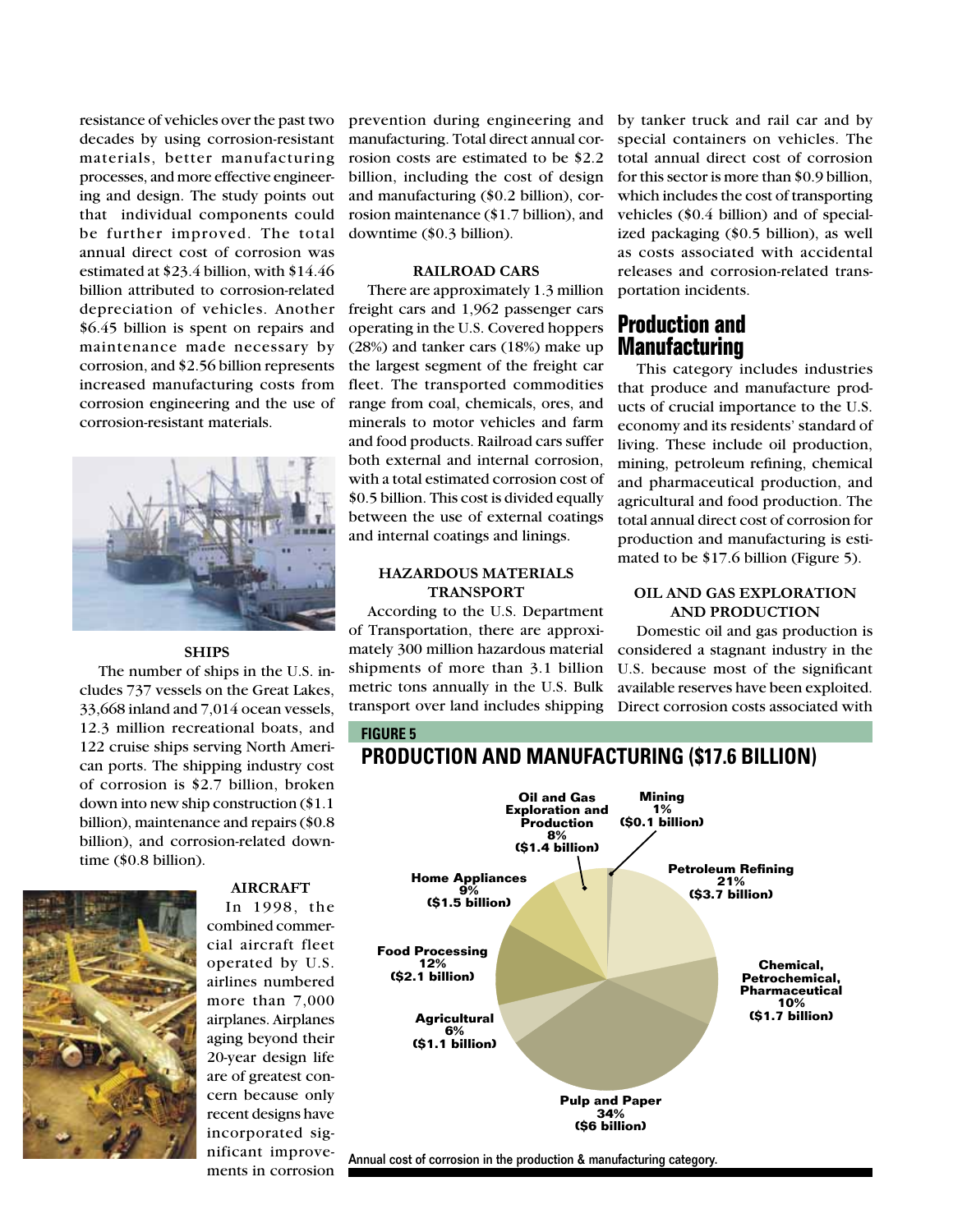resistance of vehicles over the past two decades by using corrosion-resistant materials, better manufacturing processes, and more effective engineering and design. The study points out that individual components could be further improved. The total annual direct cost of corrosion was estimated at $23.4 billion, with $14.46 billion attributed to corrosion-related depreciation of vehicles. Another $6.45 billion is spent on repairs and maintenance made necessary by corrosion, and $2.56 billion represents increased manufacturing costs from corrosion engineering and the use of corrosion-resistant materials.

#### SHIPS

The number of ships in the U.S. includes 737 vessels on the Great Lakes, 33,668 inland and 7,014 ocean vessels, 12.3 million recreational boats, and 122 cruise ships serving North American ports. The shipping industry cost of corrosion is $2.7 billion, broken down into new ship construction ($1.1 billion), maintenance and repairs ($0.8 billion), and corrosion-related downtime ($0.8 billion).

#### AIRCRAFT

In 1998, the combined commercial aircraft fleet operated by U.S. airlines numbered more than 7,000 airplanes. Airplanes aging beyond their 20-year design life are of greatest concern because only recent designs have incorporated significant improvements in corrosion prevention during engineering and manufacturing. Total direct annual corrosion costs are estimated to be $2.2 billion, including the cost of design and manufacturing ($0.2 billion), corrosion maintenance ($1.7 billion), and downtime ($0.3 billion).

#### RAILROAD CARS

There are approximately 1.3 million freight cars and 1,962 passenger cars operating in the U.S. Covered hoppers (28%) and tanker cars (18%) make up the largest segment of the freight car fleet. The transported commodities range from coal, chemicals, ores, and minerals to motor vehicles and farm and food products. Railroad cars suffer both external and internal corrosion, with a total estimated corrosion cost of $0.5 billion. This cost is divided equally between the use of external coatings and internal coatings and linings.

#### HAZARDOUS MATERIALS TRANSPORT

According to the U.S. Department of Transportation, there are approximately 300 million hazardous material shipments of more than 3.1 billion metric tons annually in the U.S. Bulk transport over land includes shipping by tanker truck and rail car and by special containers on vehicles. The total annual direct cost of corrosion for this sector is more than $0.9 billion, which includes the cost of transporting vehicles ($0.4 billion) and of specialized packaging ($0.5 billion), as well as costs associated with accidental releases and corrosion-related transportation incidents.

## Production and Manufacturing

This category includes industries that produce and manufacture products of crucial importance to the U.S. economy and its residents' standard of living. These include oil production, mining, petroleum refining, chemical and pharmaceutical production, and agricultural and food production. The total annual direct cost of corrosion for production and manufacturing is estimated to be $17.6 billion (Figure 5).

#### OIL AND GAS EXPLORATION AND PRODUCTION

Domestic oil and gas production is considered a stagnant industry in the U.S. because most of the significant available reserves have been exploited. Direct corrosion costs associated with

**FIGURE 5**

**PRODUCTION AND MANUFACTURING ($17.6 BILLION)**

| Sector | Share | Cost |
|---|---|---|
| Pulp and Paper | 34% | $6 billion |
| Petroleum Refining | 21% | $3.7 billion |
| Food Processing | 12% | $2.1 billion |
| Chemical, Petrochemical, Pharmaceutical | 10% | $1.7 billion |
| Home Appliances | 9% | $1.5 billion |
| Oil and Gas Exploration and Production | 8% | $1.4 billion |
| Agricultural | 6% | $1.1 billion |
| Mining | 1% | $0.1 billion |

Annual cost of corrosion in the production & manufacturing category.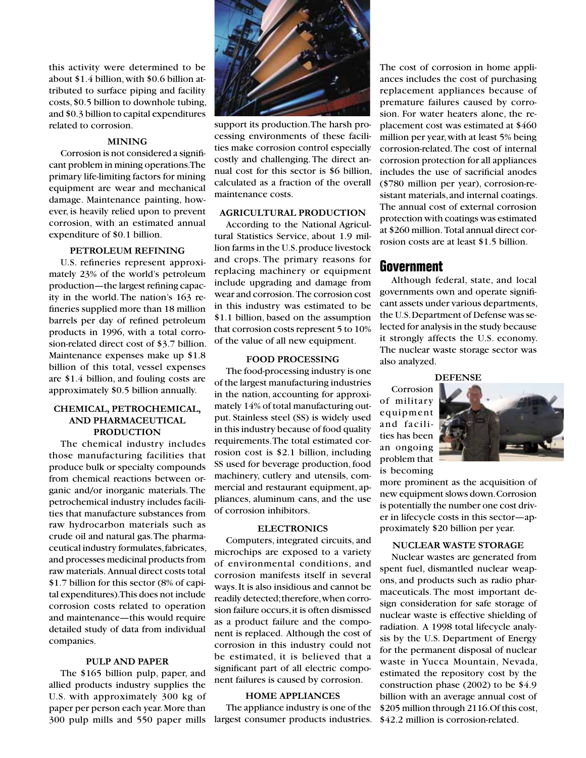this activity were determined to be about $1.4 billion, with $0.6 billion attributed to surface piping and facility costs, $0.5 billion to downhole tubing, and $0.3 billion to capital expenditures related to corrosion.

#### MINING

Corrosion is not considered a significant problem in mining operations. The primary life-limiting factors for mining equipment are wear and mechanical damage. Maintenance painting, however, is heavily relied upon to prevent corrosion, with an estimated annual expenditure of $0.1 billion.

#### PETROLEUM REFINING

U.S. refineries represent approximately 23% of the world's petroleum production—the largest refining capacity in the world. The nation's 163 refineries supplied more than 18 million barrels per day of refined petroleum products in 1996, with a total corrosion-related direct cost of $3.7 billion. Maintenance expenses make up $1.8 billion of this total, vessel expenses are $1.4 billion, and fouling costs are approximately $0.5 billion annually.

#### CHEMICAL, PETROCHEMICAL, AND PHARMACEUTICAL PRODUCTION

The chemical industry includes those manufacturing facilities that produce bulk or specialty compounds from chemical reactions between organic and/or inorganic materials. The petrochemical industry includes facilities that manufacture substances from raw hydrocarbon materials such as crude oil and natural gas. The pharmaceutical industry formulates, fabricates, and processes medicinal products from raw materials. Annual direct costs total $1.7 billion for this sector (8% of capital expenditures). This does not include corrosion costs related to operation and maintenance—this would require detailed study of data from individual companies.

#### PULP AND PAPER

The $165 billion pulp, paper, and allied products industry supplies the U.S. with approximately 300 kg of paper per person each year. More than 300 pulp mills and 550 paper mills support its production. The harsh processing environments of these facilities make corrosion control especially costly and challenging. The direct annual cost for this sector is $6 billion, calculated as a fraction of the overall maintenance costs.

#### AGRICULTURAL PRODUCTION

According to the National Agricultural Statistics Service, about 1.9 million farms in the U.S. produce livestock and crops. The primary reasons for replacing machinery or equipment include upgrading and damage from wear and corrosion. The corrosion cost in this industry was estimated to be $1.1 billion, based on the assumption that corrosion costs represent 5 to 10% of the value of all new equipment.

#### FOOD PROCESSING

The food-processing industry is one of the largest manufacturing industries in the nation, accounting for approximately 14% of total manufacturing output. Stainless steel (SS) is widely used in this industry because of food quality requirements. The total estimated corrosion cost is $2.1 billion, including SS used for beverage production, food machinery, cutlery and utensils, commercial and restaurant equipment, appliances, aluminum cans, and the use of corrosion inhibitors.

#### ELECTRONICS

Computers, integrated circuits, and microchips are exposed to a variety of environmental conditions, and corrosion manifests itself in several ways. It is also insidious and cannot be readily detected; therefore, when corrosion failure occurs, it is often dismissed as a product failure and the component is replaced. Although the cost of corrosion in this industry could not be estimated, it is believed that a significant part of all electric component failures is caused by corrosion.

#### HOME APPLIANCES

The appliance industry is one of the largest consumer products industries. The cost of corrosion in home appliances includes the cost of purchasing replacement appliances because of premature failures caused by corrosion. For water heaters alone, the replacement cost was estimated at $460 million per year, with at least 5% being corrosion-related. The cost of internal corrosion protection for all appliances includes the use of sacrificial anodes ($780 million per year), corrosion-resistant materials, and internal coatings. The annual cost of external corrosion protection with coatings was estimated at $260 million. Total annual direct corrosion costs are at least $1.5 billion.

## Government

Although federal, state, and local governments own and operate significant assets under various departments, the U.S. Department of Defense was selected for analysis in the study because it strongly affects the U.S. economy. The nuclear waste storage sector was also analyzed.

#### DEFENSE

Corrosion of military equipment and facilities has been an ongoing problem that is becoming more prominent as the acquisition of new equipment slows down. Corrosion is potentially the number one cost driver in lifecycle costs in this sector—approximately $20 billion per year.

#### NUCLEAR WASTE STORAGE

Nuclear wastes are generated from spent fuel, dismantled nuclear weapons, and products such as radio pharmaceuticals. The most important design consideration for safe storage of nuclear waste is effective shielding of radiation. A 1998 total lifecycle analysis by the U.S. Department of Energy for the permanent disposal of nuclear waste in Yucca Mountain, Nevada, estimated the repository cost by the construction phase (2002) to be $4.9 billion with an average annual cost of $205 million through 2116. Of this cost, $42.2 million is corrosion-related.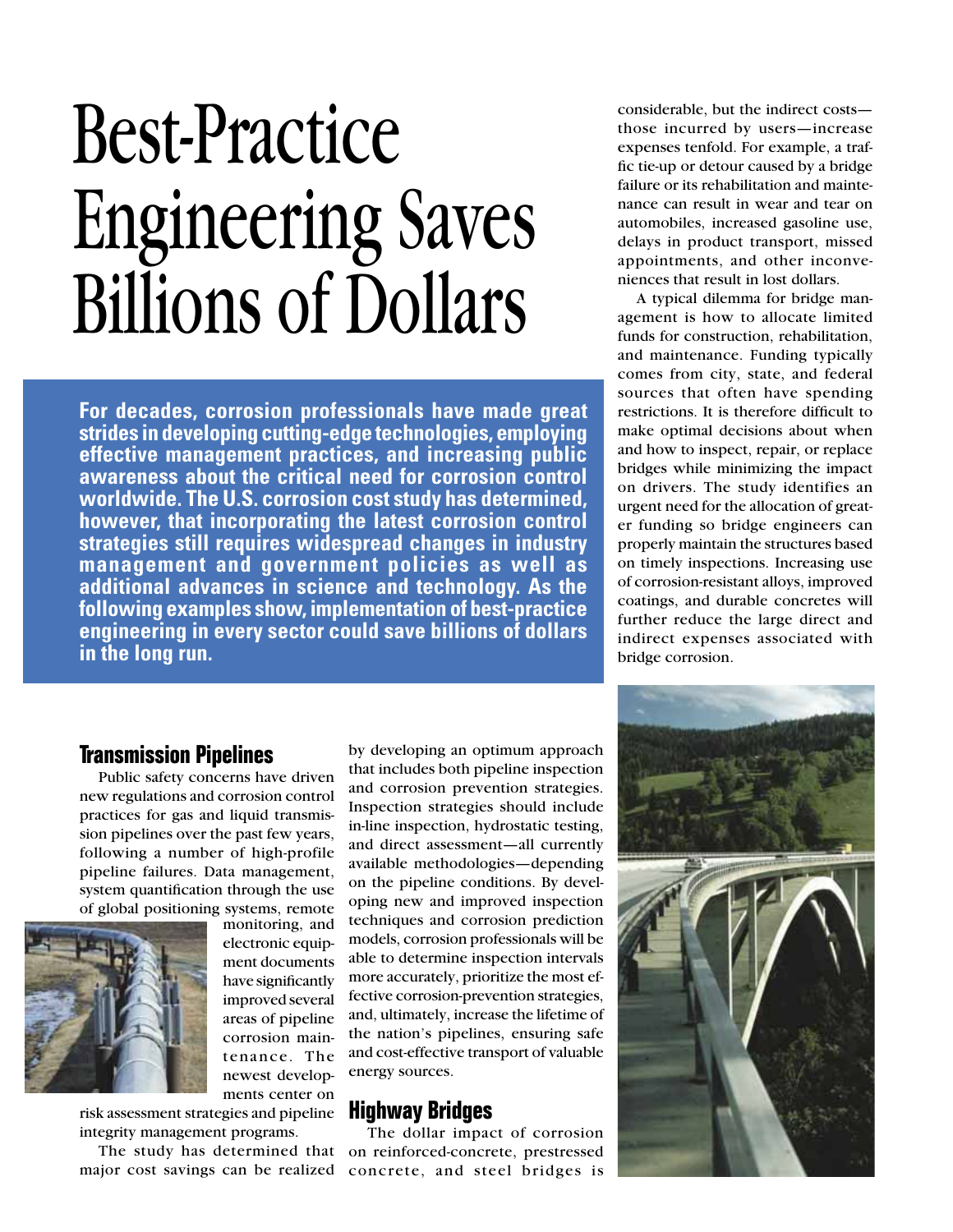# Best-Practice Engineering Saves Billions of Dollars

**For decades, corrosion professionals have made great strides in developing cutting-edge technologies, employing effective management practices, and increasing public awareness about the critical need for corrosion control worldwide. The U.S. corrosion cost study has determined, however, that incorporating the latest corrosion control strategies still requires widespread changes in industry management and government policies as well as additional advances in science and technology. As the following examples show, implementation of best-practice engineering in every sector could save billions of dollars in the long run.**

## Transmission Pipelines

Public safety concerns have driven new regulations and corrosion control practices for gas and liquid transmission pipelines over the past few years, following a number of high-profile pipeline failures. Data management, system quantification through the use of global positioning systems, remote monitoring, and electronic equipment documents have significantly improved several areas of pipeline corrosion maintenance. The newest developments center on risk assessment strategies and pipeline integrity management programs.

The study has determined that major cost savings can be realized by developing an optimum approach that includes both pipeline inspection and corrosion prevention strategies. Inspection strategies should include in-line inspection, hydrostatic testing, and direct assessment—all currently available methodologies—depending on the pipeline conditions. By developing new and improved inspection techniques and corrosion prediction models, corrosion professionals will be able to determine inspection intervals more accurately, prioritize the most effective corrosion-prevention strategies, and, ultimately, increase the lifetime of the nation's pipelines, ensuring safe and cost-effective transport of valuable energy sources.

## Highway Bridges

The dollar impact of corrosion on reinforced-concrete, prestressed concrete, and steel bridges is considerable, but the indirect costs—those incurred by users—increase expenses tenfold. For example, a traffic tie-up or detour caused by a bridge failure or its rehabilitation and maintenance can result in wear and tear on automobiles, increased gasoline use, delays in product transport, missed appointments, and other inconveniences that result in lost dollars.

A typical dilemma for bridge management is how to allocate limited funds for construction, rehabilitation, and maintenance. Funding typically comes from city, state, and federal sources that often have spending restrictions. It is therefore difficult to make optimal decisions about when and how to inspect, repair, or replace bridges while minimizing the impact on drivers. The study identifies an urgent need for the allocation of greater funding so bridge engineers can properly maintain the structures based on timely inspections. Increasing use of corrosion-resistant alloys, improved coatings, and durable concretes will further reduce the large direct and indirect expenses associated with bridge corrosion.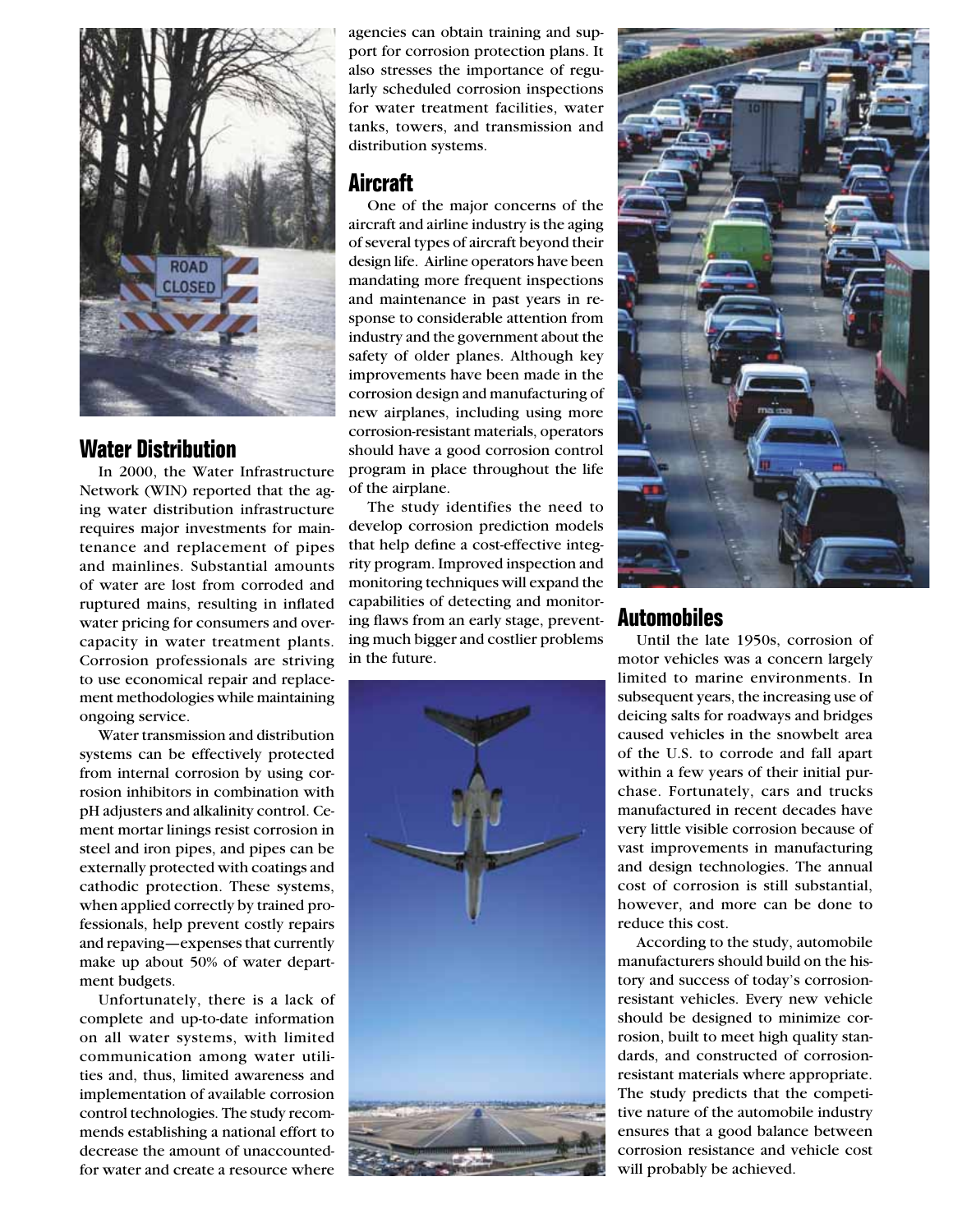## Water Distribution

In 2000, the Water Infrastructure Network (WIN) reported that the aging water distribution infrastructure requires major investments for maintenance and replacement of pipes and mainlines. Substantial amounts of water are lost from corroded and ruptured mains, resulting in inflated water pricing for consumers and overcapacity in water treatment plants. Corrosion professionals are striving to use economical repair and replacement methodologies while maintaining ongoing service.

Water transmission and distribution systems can be effectively protected from internal corrosion by using corrosion inhibitors in combination with pH adjusters and alkalinity control. Cement mortar linings resist corrosion in steel and iron pipes, and pipes can be externally protected with coatings and cathodic protection. These systems, when applied correctly by trained professionals, help prevent costly repairs and repaving—expenses that currently make up about 50% of water department budgets.

Unfortunately, there is a lack of complete and up-to-date information on all water systems, with limited communication among water utilities and, thus, limited awareness and implementation of available corrosion control technologies. The study recommends establishing a national effort to decrease the amount of unaccounted-for water and create a resource where agencies can obtain training and support for corrosion protection plans. It also stresses the importance of regularly scheduled corrosion inspections for water treatment facilities, water tanks, towers, and transmission and distribution systems.

## Aircraft

One of the major concerns of the aircraft and airline industry is the aging of several types of aircraft beyond their design life. Airline operators have been mandating more frequent inspections and maintenance in past years in response to considerable attention from industry and the government about the safety of older planes. Although key improvements have been made in the corrosion design and manufacturing of new airplanes, including using more corrosion-resistant materials, operators should have a good corrosion control program in place throughout the life of the airplane.

The study identifies the need to develop corrosion prediction models that help define a cost-effective integrity program. Improved inspection and monitoring techniques will expand the capabilities of detecting and monitoring flaws from an early stage, preventing much bigger and costlier problems in the future.

## Automobiles

Until the late 1950s, corrosion of motor vehicles was a concern largely limited to marine environments. In subsequent years, the increasing use of deicing salts for roadways and bridges caused vehicles in the snowbelt area of the U.S. to corrode and fall apart within a few years of their initial purchase. Fortunately, cars and trucks manufactured in recent decades have very little visible corrosion because of vast improvements in manufacturing and design technologies. The annual cost of corrosion is still substantial, however, and more can be done to reduce this cost.

According to the study, automobile manufacturers should build on the history and success of today's corrosion-resistant vehicles. Every new vehicle should be designed to minimize corrosion, built to meet high quality standards, and constructed of corrosion-resistant materials where appropriate. The study predicts that the competitive nature of the automobile industry ensures that a good balance between corrosion resistance and vehicle cost will probably be achieved.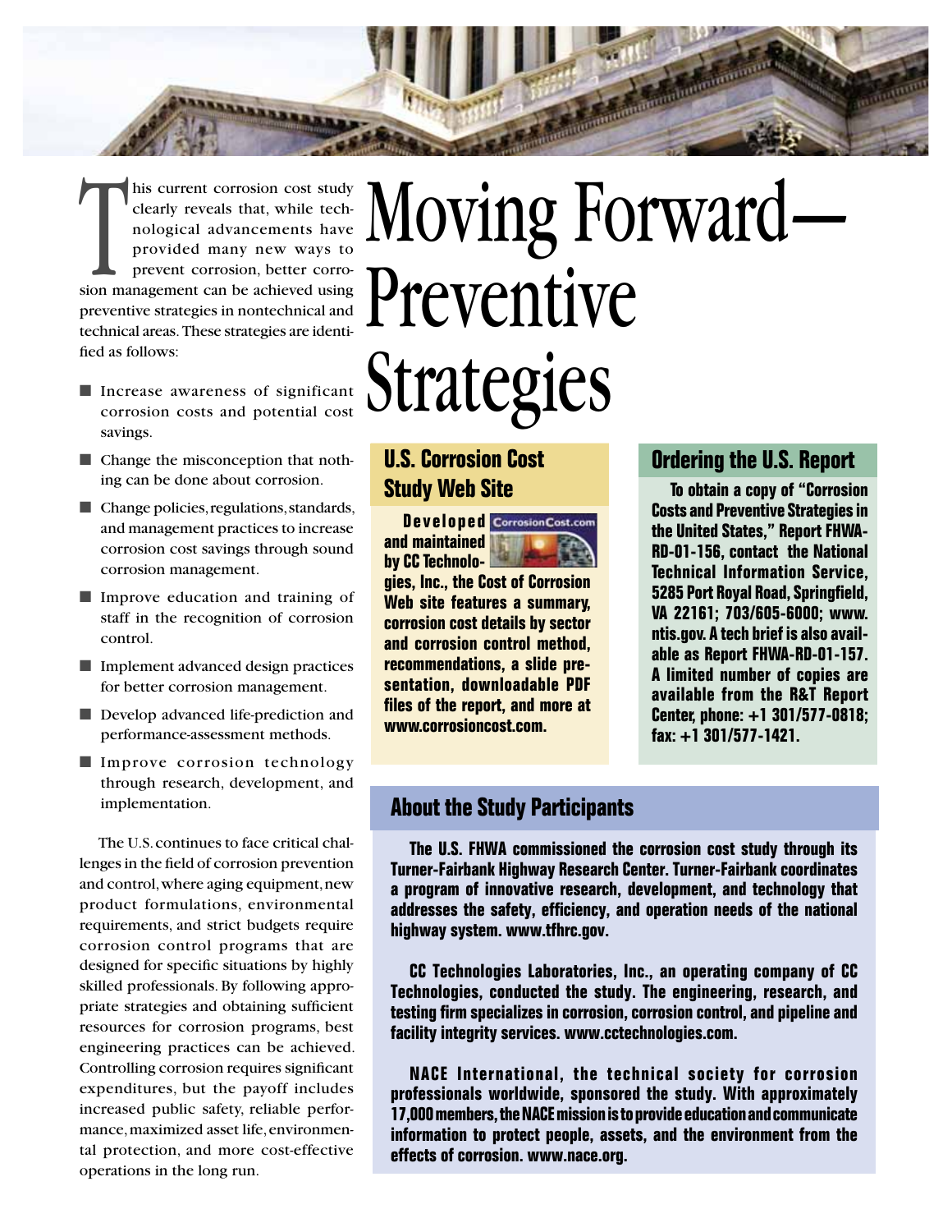# Moving Forward—Preventive Strategies

This current corrosion cost study clearly reveals that, while technological advancements have provided many new ways to prevent corrosion, better corrosion management can be achieved using preventive strategies in nontechnical and technical areas. These strategies are identified as follows:

- Increase awareness of significant corrosion costs and potential cost savings.
- Change the misconception that nothing can be done about corrosion.
- Change policies, regulations, standards, and management practices to increase corrosion cost savings through sound corrosion management.
- Improve education and training of staff in the recognition of corrosion control.
- Implement advanced design practices for better corrosion management.
- Develop advanced life-prediction and performance-assessment methods.
- Improve corrosion technology through research, development, and implementation.

The U.S. continues to face critical challenges in the field of corrosion prevention and control, where aging equipment, new product formulations, environmental requirements, and strict budgets require corrosion control programs that are designed for specific situations by highly skilled professionals. By following appropriate strategies and obtaining sufficient resources for corrosion programs, best engineering practices can be achieved. Controlling corrosion requires significant expenditures, but the payoff includes increased public safety, reliable performance, maximized asset life, environmental protection, and more cost-effective operations in the long run.

## U.S. Corrosion Cost Study Web Site

**Developed and maintained by CC Technologies, Inc., the Cost of Corrosion Web site features a summary, corrosion cost details by sector and corrosion control method, recommendations, a slide presentation, downloadable PDF files of the report, and more at www.corrosioncost.com.**

## Ordering the U.S. Report

**To obtain a copy of "Corrosion Costs and Preventive Strategies in the United States," Report FHWA-RD-01-156, contact the National Technical Information Service, 5285 Port Royal Road, Springfield, VA 22161; 703/605-6000; www.ntis.gov. A tech brief is also available as Report FHWA-RD-01-157. A limited number of copies are available from the R&T Report Center, phone: +1 301/577-0818; fax: +1 301/577-1421.**

## About the Study Participants

**The U.S. FHWA commissioned the corrosion cost study through its Turner-Fairbank Highway Research Center. Turner-Fairbank coordinates a program of innovative research, development, and technology that addresses the safety, efficiency, and operation needs of the national highway system. www.tfhrc.gov.**

**CC Technologies Laboratories, Inc., an operating company of CC Technologies, conducted the study. The engineering, research, and testing firm specializes in corrosion, corrosion control, and pipeline and facility integrity services. www.cctechnologies.com.**

**NACE International, the technical society for corrosion professionals worldwide, sponsored the study. With approximately 17,000 members, the NACE mission is to provide education and communicate information to protect people, assets, and the environment from the effects of corrosion. www.nace.org.**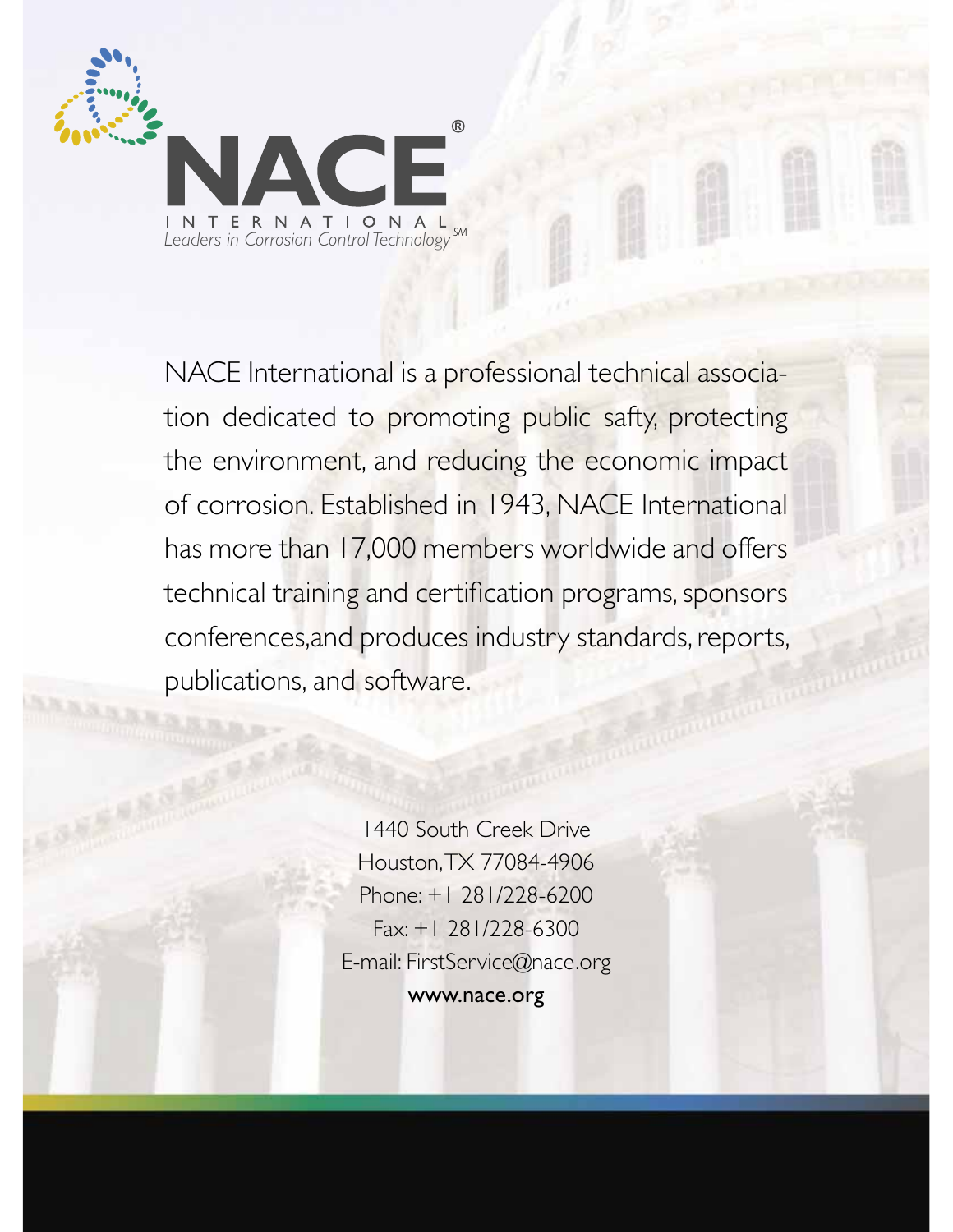NACE®

INTERNATIONAL

*Leaders in Corrosion Control Technology* SM

NACE International is a professional technical association dedicated to promoting public safty, protecting the environment, and reducing the economic impact of corrosion. Established in 1943, NACE International has more than 17,000 members worldwide and offers technical training and certification programs, sponsors conferences,and produces industry standards, reports, publications, and software.

1440 South Creek Drive
Houston, TX 77084-4906
Phone: +1 281/228-6200
Fax: +1 281/228-6300
E-mail: FirstService@nace.org
**www.nace.org**